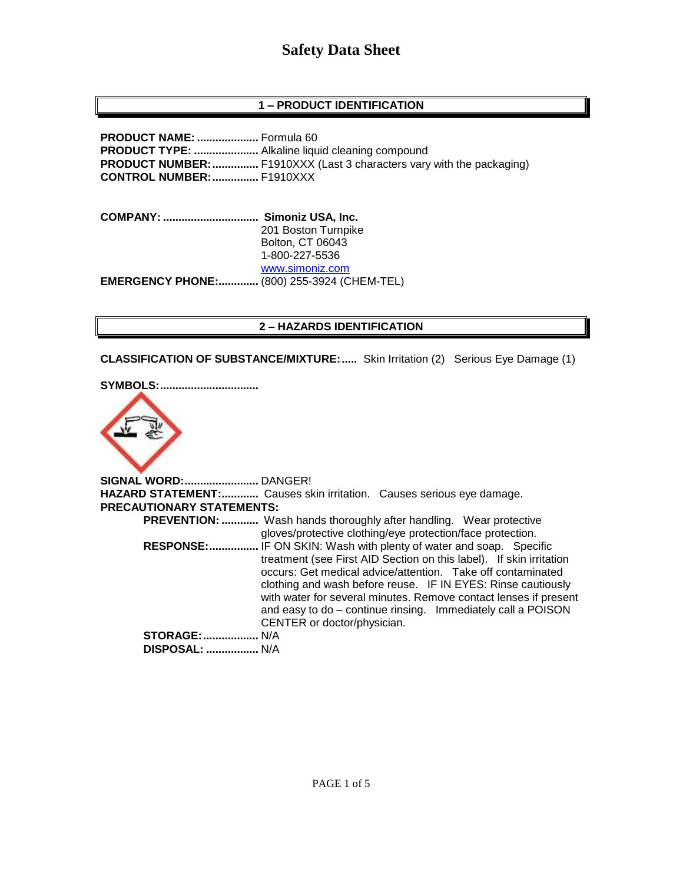# Safety Data Sheet

## 1 – PRODUCT IDENTIFICATION

**PRODUCT NAME:** .................... Formula 60
**PRODUCT TYPE:** ..................... Alkaline liquid cleaning compound
**PRODUCT NUMBER:** ............... F1910XXX (Last 3 characters vary with the packaging)
**CONTROL NUMBER:** ............... F1910XXX

**COMPANY:** ............................... **Simoniz USA, Inc.**
201 Boston Turnpike
Bolton, CT 06043
1-800-227-5536
www.simoniz.com
**EMERGENCY PHONE:** ............. (800) 255-3924 (CHEM-TEL)

## 2 – HAZARDS IDENTIFICATION

**CLASSIFICATION OF SUBSTANCE/MIXTURE:** ..... Skin Irritation (2) Serious Eye Damage (1)

**SYMBOLS:** ................................

**SIGNAL WORD:** ........................ DANGER!
**HAZARD STATEMENT:** ............ Causes skin irritation. Causes serious eye damage.
**PRECAUTIONARY STATEMENTS:**

- **PREVENTION:** ............ Wash hands thoroughly after handling. Wear protective gloves/protective clothing/eye protection/face protection.
- **RESPONSE:** ................ IF ON SKIN: Wash with plenty of water and soap. Specific treatment (see First AID Section on this label). If skin irritation occurs: Get medical advice/attention. Take off contaminated clothing and wash before reuse. IF IN EYES: Rinse cautiously with water for several minutes. Remove contact lenses if present and easy to do – continue rinsing. Immediately call a POISON CENTER or doctor/physician.
- **STORAGE:** .................. N/A
- **DISPOSAL:** ................. N/A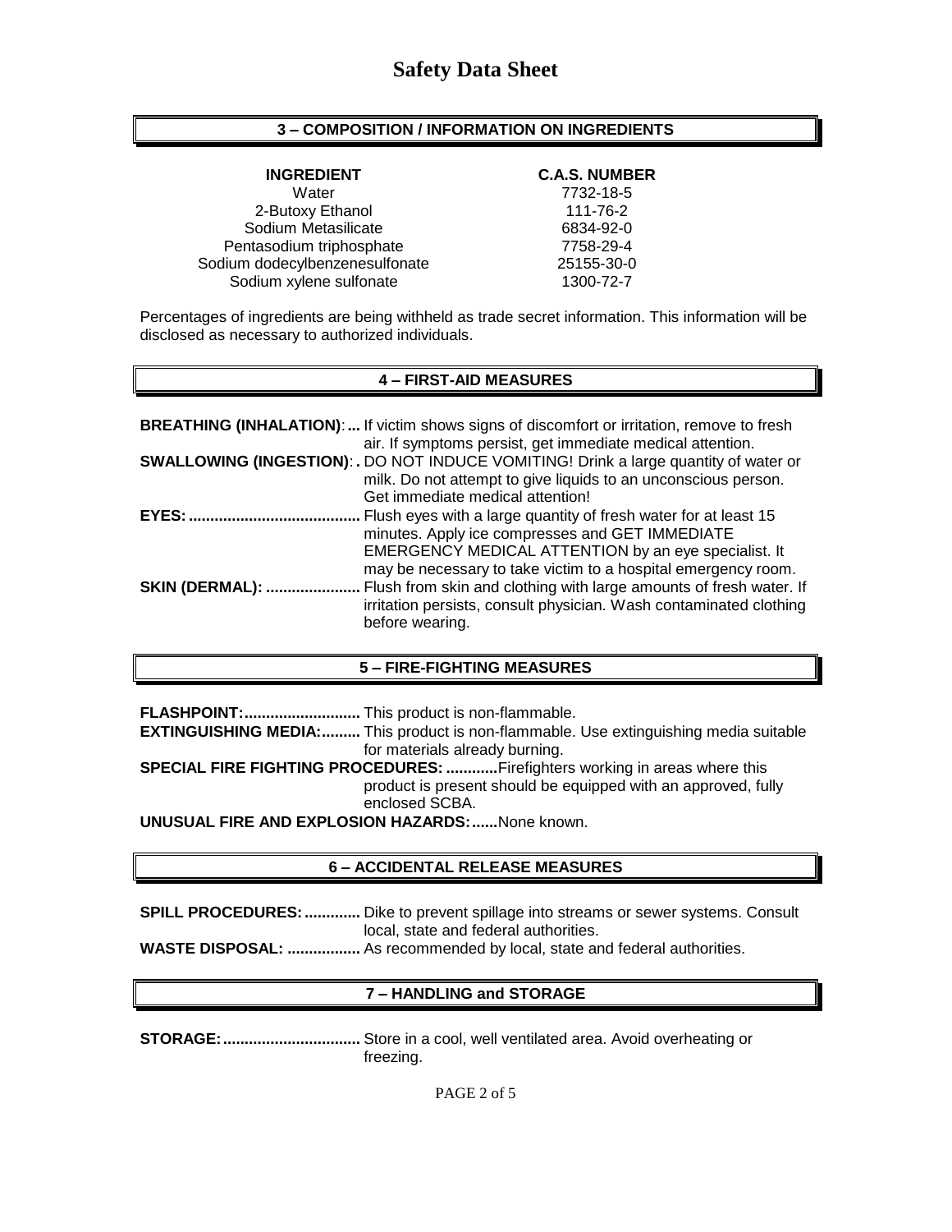# Safety Data Sheet

## 3 – COMPOSITION / INFORMATION ON INGREDIENTS

| INGREDIENT | C.A.S. NUMBER |
|---|---|
| Water | 7732-18-5 |
| 2-Butoxy Ethanol | 111-76-2 |
| Sodium Metasilicate | 6834-92-0 |
| Pentasodium triphosphate | 7758-29-4 |
| Sodium dodecylbenzenesulfonate | 25155-30-0 |
| Sodium xylene sulfonate | 1300-72-7 |

Percentages of ingredients are being withheld as trade secret information. This information will be disclosed as necessary to authorized individuals.

## 4 – FIRST-AID MEASURES

**BREATHING (INHALATION):...** If victim shows signs of discomfort or irritation, remove to fresh air. If symptoms persist, get immediate medical attention.

**SWALLOWING (INGESTION):.** DO NOT INDUCE VOMITING! Drink a large quantity of water or milk. Do not attempt to give liquids to an unconscious person. Get immediate medical attention!

**EYES:.......................................** Flush eyes with a large quantity of fresh water for at least 15 minutes. Apply ice compresses and GET IMMEDIATE EMERGENCY MEDICAL ATTENTION by an eye specialist. It may be necessary to take victim to a hospital emergency room.

**SKIN (DERMAL): ......................** Flush from skin and clothing with large amounts of fresh water. If irritation persists, consult physician. Wash contaminated clothing before wearing.

## 5 – FIRE-FIGHTING MEASURES

**FLASHPOINT:...........................** This product is non-flammable.

**EXTINGUISHING MEDIA:.........** This product is non-flammable. Use extinguishing media suitable for materials already burning.

**SPECIAL FIRE FIGHTING PROCEDURES: ............** Firefighters working in areas where this product is present should be equipped with an approved, fully enclosed SCBA.

**UNUSUAL FIRE AND EXPLOSION HAZARDS:......** None known.

## 6 – ACCIDENTAL RELEASE MEASURES

**SPILL PROCEDURES:.............** Dike to prevent spillage into streams or sewer systems. Consult local, state and federal authorities.

**WASTE DISPOSAL: .................** As recommended by local, state and federal authorities.

## 7 – HANDLING and STORAGE

**STORAGE:................................** Store in a cool, well ventilated area. Avoid overheating or freezing.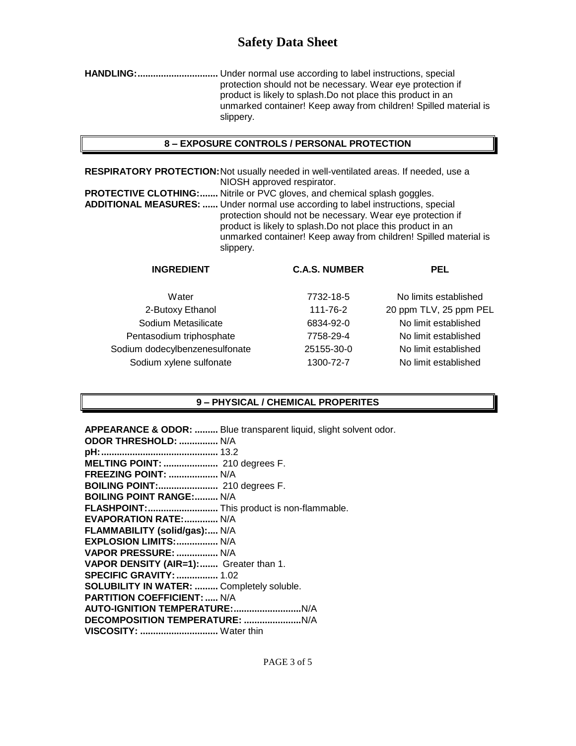# Safety Data Sheet

**HANDLING:...............................** Under normal use according to label instructions, special protection should not be necessary. Wear eye protection if product is likely to splash.Do not place this product in an unmarked container! Keep away from children! Spilled material is slippery.

## 8 – EXPOSURE CONTROLS / PERSONAL PROTECTION

**RESPIRATORY PROTECTION:** Not usually needed in well-ventilated areas. If needed, use a NIOSH approved respirator.

**PROTECTIVE CLOTHING:.......** Nitrile or PVC gloves, and chemical splash goggles.

**ADDITIONAL MEASURES: ......** Under normal use according to label instructions, special protection should not be necessary. Wear eye protection if product is likely to splash.Do not place this product in an unmarked container! Keep away from children! Spilled material is slippery.

| INGREDIENT | C.A.S. NUMBER | PEL |
|---|---|---|
| Water | 7732-18-5 | No limits established |
| 2-Butoxy Ethanol | 111-76-2 | 20 ppm TLV, 25 ppm PEL |
| Sodium Metasilicate | 6834-92-0 | No limit established |
| Pentasodium triphosphate | 7758-29-4 | No limit established |
| Sodium dodecylbenzenesulfonate | 25155-30-0 | No limit established |
| Sodium xylene sulfonate | 1300-72-7 | No limit established |

## 9 – PHYSICAL / CHEMICAL PROPERITES

**APPEARANCE & ODOR: .........** Blue transparent liquid, slight solvent odor.
**ODOR THRESHOLD: ...............** N/A
**pH:............................................** 13.2
**MELTING POINT: .....................** 210 degrees F.
**FREEZING POINT: ...................** N/A
**BOILING POINT:.......................** 210 degrees F.
**BOILING POINT RANGE:.........** N/A
**FLASHPOINT:...........................** This product is non-flammable.
**EVAPORATION RATE:.............** N/A
**FLAMMABILITY (solid/gas):.....** N/A
**EXPLOSION LIMITS:................** N/A
**VAPOR PRESSURE: ................** N/A
**VAPOR DENSITY (AIR=1):.......** Greater than 1.
**SPECIFIC GRAVITY: ................** 1.02
**SOLUBILITY IN WATER: .........** Completely soluble.
**PARTITION COEFFICIENT: .....** N/A
**AUTO-IGNITION TEMPERATURE:..........................**N/A
**DECOMPOSITION TEMPERATURE: ......................**N/A
**VISCOSITY: ..............................** Water thin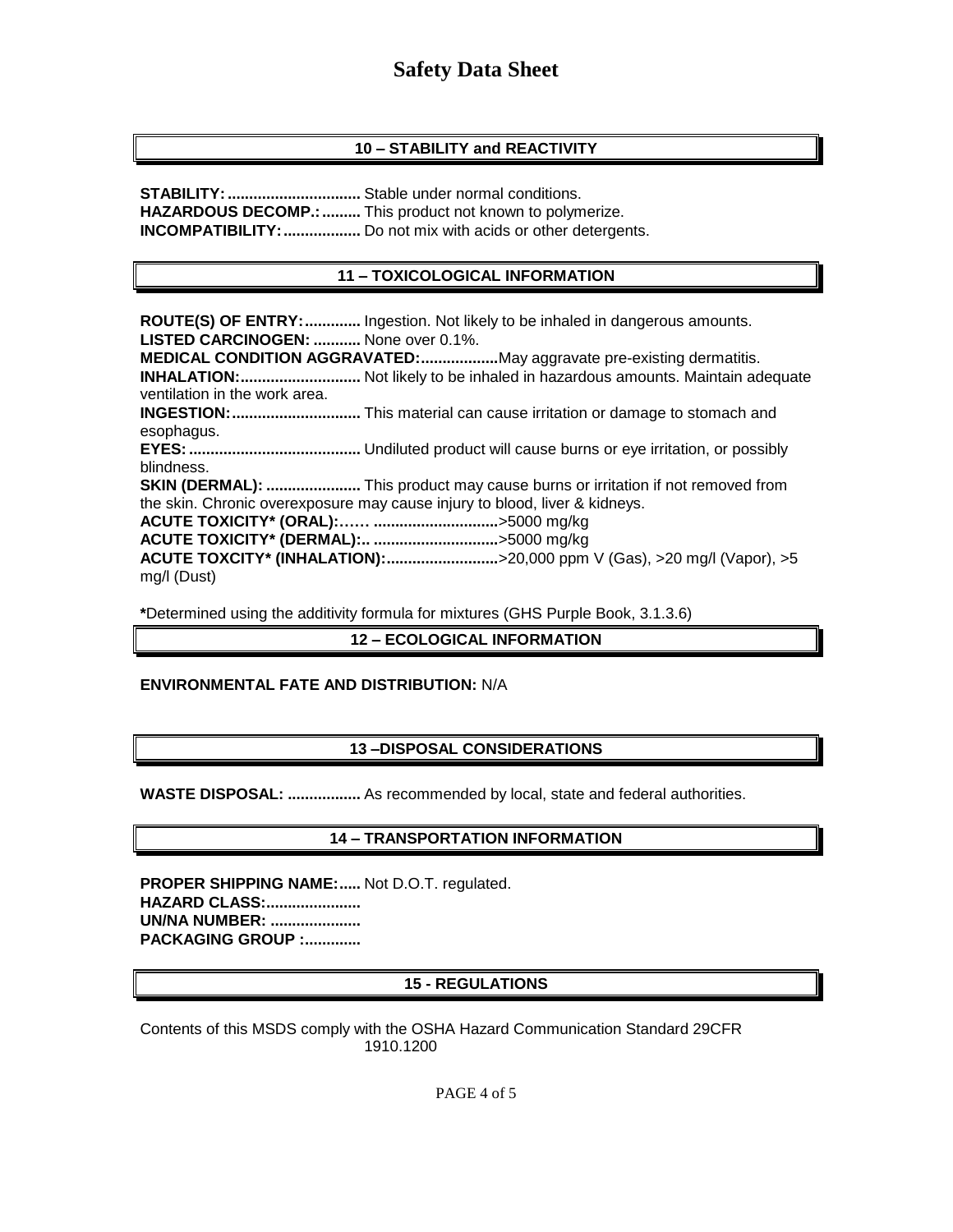## 10 – STABILITY and REACTIVITY

**STABILITY:...............................** Stable under normal conditions.
**HAZARDOUS DECOMP.:.........** This product not known to polymerize.
**INCOMPATIBILITY:..................** Do not mix with acids or other detergents.

## 11 – TOXICOLOGICAL INFORMATION

**ROUTE(S) OF ENTRY:.............** Ingestion. Not likely to be inhaled in dangerous amounts.
**LISTED CARCINOGEN: ...........** None over 0.1%.
**MEDICAL CONDITION AGGRAVATED:..................** May aggravate pre-existing dermatitis.
**INHALATION:............................** Not likely to be inhaled in hazardous amounts. Maintain adequate ventilation in the work area.
**INGESTION:.............................** This material can cause irritation or damage to stomach and esophagus.
**EYES:........................................** Undiluted product will cause burns or eye irritation, or possibly blindness.
**SKIN (DERMAL): ......................** This product may cause burns or irritation if not removed from the skin. Chronic overexposure may cause injury to blood, liver & kidneys.
**ACUTE TOXICITY* (ORAL):…… ............................**>5000 mg/kg
**ACUTE TOXICITY* (DERMAL):.. ............................**>5000 mg/kg
**ACUTE TOXCITY* (INHALATION):..........................**>20,000 ppm V (Gas), >20 mg/l (Vapor), >5 mg/l (Dust)

**\***Determined using the additivity formula for mixtures (GHS Purple Book, 3.1.3.6)

## 12 – ECOLOGICAL INFORMATION

**ENVIRONMENTAL FATE AND DISTRIBUTION:** N/A

## 13 –DISPOSAL CONSIDERATIONS

**WASTE DISPOSAL: .................** As recommended by local, state and federal authorities.

## 14 – TRANSPORTATION INFORMATION

**PROPER SHIPPING NAME:.....** Not D.O.T. regulated.
**HAZARD CLASS:......................**
**UN/NA NUMBER: .....................**
**PACKAGING GROUP :.............**

## 15 - REGULATIONS

Contents of this MSDS comply with the OSHA Hazard Communication Standard 29CFR 1910.1200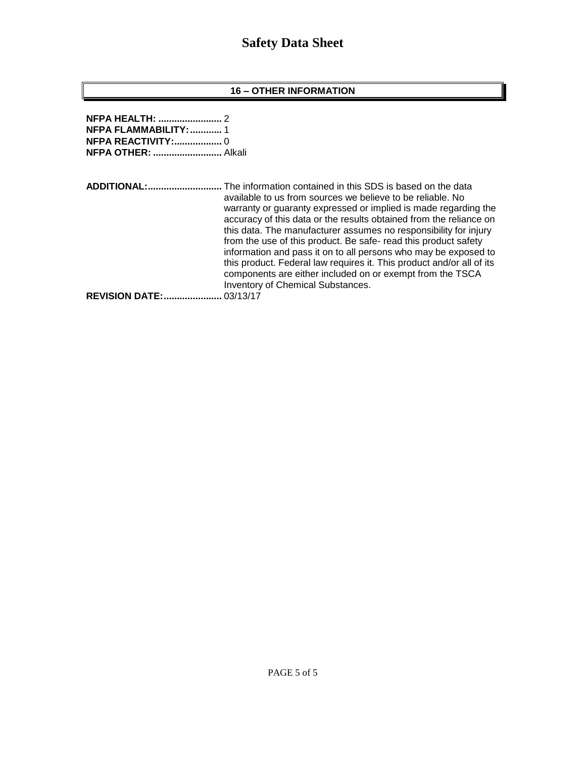# Safety Data Sheet

## 16 – OTHER INFORMATION

**NFPA HEALTH: ........................** 2
**NFPA FLAMMABILITY: ............** 1
**NFPA REACTIVITY: ..................** 0
**NFPA OTHER: ..........................** Alkali

**ADDITIONAL: ............................** The information contained in this SDS is based on the data available to us from sources we believe to be reliable. No warranty or guaranty expressed or implied is made regarding the accuracy of this data or the results obtained from the reliance on this data. The manufacturer assumes no responsibility for injury from the use of this product. Be safe- read this product safety information and pass it on to all persons who may be exposed to this product. Federal law requires it. This product and/or all of its components are either included on or exempt from the TSCA Inventory of Chemical Substances.

**REVISION DATE: ......................** 03/13/17